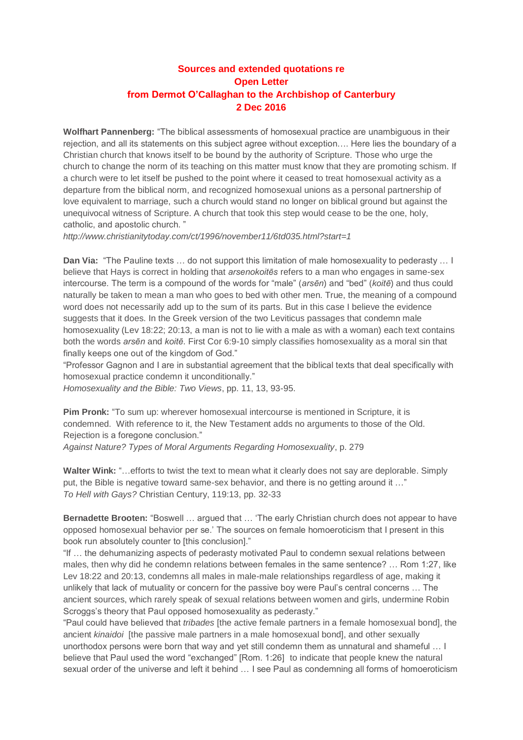# Sources and extended quotations re Open Letter from Dermot O'Callaghan to the Archbishop of Canterbury 2 Dec 2016

**Wolfhart Pannenberg:** "The biblical assessments of homosexual practice are unambiguous in their rejection, and all its statements on this subject agree without exception…. Here lies the boundary of a Christian church that knows itself to be bound by the authority of Scripture. Those who urge the church to change the norm of its teaching on this matter must know that they are promoting schism. If a church were to let itself be pushed to the point where it ceased to treat homosexual activity as a departure from the biblical norm, and recognized homosexual unions as a personal partnership of love equivalent to marriage, such a church would stand no longer on biblical ground but against the unequivocal witness of Scripture. A church that took this step would cease to be the one, holy, catholic, and apostolic church. "
*http://www.christianitytoday.com/ct/1996/november11/6td035.html?start=1*

**Dan Via:** "The Pauline texts … do not support this limitation of male homosexuality to pederasty … I believe that Hays is correct in holding that *arsenokoitēs* refers to a man who engages in same-sex intercourse. The term is a compound of the words for "male" (*arsēn*) and "bed" (*koitē*) and thus could naturally be taken to mean a man who goes to bed with other men. True, the meaning of a compound word does not necessarily add up to the sum of its parts. But in this case I believe the evidence suggests that it does. In the Greek version of the two Leviticus passages that condemn male homosexuality (Lev 18:22; 20:13, a man is not to lie with a male as with a woman) each text contains both the words *arsēn* and *koitē*. First Cor 6:9-10 simply classifies homosexuality as a moral sin that finally keeps one out of the kingdom of God."
"Professor Gagnon and I are in substantial agreement that the biblical texts that deal specifically with homosexual practice condemn it unconditionally."
*Homosexuality and the Bible: Two Views*, pp. 11, 13, 93-95.

**Pim Pronk:** "To sum up: wherever homosexual intercourse is mentioned in Scripture, it is condemned. With reference to it, the New Testament adds no arguments to those of the Old. Rejection is a foregone conclusion."
*Against Nature? Types of Moral Arguments Regarding Homosexuality*, p. 279

**Walter Wink:** "…efforts to twist the text to mean what it clearly does not say are deplorable. Simply put, the Bible is negative toward same-sex behavior, and there is no getting around it …"
*To Hell with Gays?* Christian Century, 119:13, pp. 32-33

**Bernadette Brooten:** "Boswell … argued that … 'The early Christian church does not appear to have opposed homosexual behavior per se.' The sources on female homoeroticism that I present in this book run absolutely counter to [this conclusion]."
"If … the dehumanizing aspects of pederasty motivated Paul to condemn sexual relations between males, then why did he condemn relations between females in the same sentence? … Rom 1:27, like Lev 18:22 and 20:13, condemns all males in male-male relationships regardless of age, making it unlikely that lack of mutuality or concern for the passive boy were Paul's central concerns … The ancient sources, which rarely speak of sexual relations between women and girls, undermine Robin Scroggs's theory that Paul opposed homosexuality as pederasty."
"Paul could have believed that *tribades* [the active female partners in a female homosexual bond], the ancient *kinaidoi* [the passive male partners in a male homosexual bond], and other sexually unorthodox persons were born that way and yet still condemn them as unnatural and shameful … I believe that Paul used the word "exchanged" [Rom. 1:26] to indicate that people knew the natural sexual order of the universe and left it behind … I see Paul as condemning all forms of homoeroticism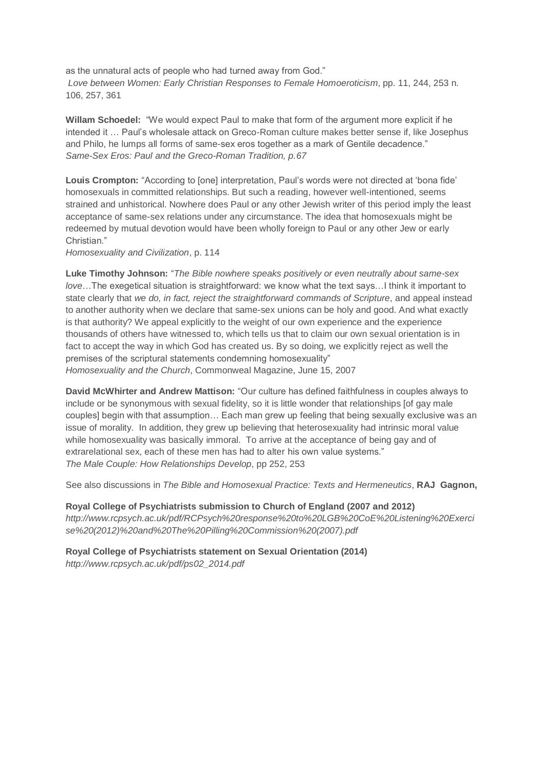as the unnatural acts of people who had turned away from God."
*Love between Women: Early Christian Responses to Female Homoeroticism*, pp. 11, 244, 253 n. 106, 257, 361

**Willam Schoedel:** "We would expect Paul to make that form of the argument more explicit if he intended it … Paul's wholesale attack on Greco-Roman culture makes better sense if, like Josephus and Philo, he lumps all forms of same-sex eros together as a mark of Gentile decadence."
*Same-Sex Eros: Paul and the Greco-Roman Tradition, p.67*

**Louis Crompton:** "According to [one] interpretation, Paul's words were not directed at 'bona fide' homosexuals in committed relationships. But such a reading, however well-intentioned, seems strained and unhistorical. Nowhere does Paul or any other Jewish writer of this period imply the least acceptance of same-sex relations under any circumstance. The idea that homosexuals might be redeemed by mutual devotion would have been wholly foreign to Paul or any other Jew or early Christian."
*Homosexuality and Civilization*, p. 114

**Luke Timothy Johnson:** "*The Bible nowhere speaks positively or even neutrally about same-sex love*…The exegetical situation is straightforward: we know what the text says…I think it important to state clearly that *we do, in fact, reject the straightforward commands of Scripture*, and appeal instead to another authority when we declare that same-sex unions can be holy and good. And what exactly is that authority? We appeal explicitly to the weight of our own experience and the experience thousands of others have witnessed to, which tells us that to claim our own sexual orientation is in fact to accept the way in which God has created us. By so doing, we explicitly reject as well the premises of the scriptural statements condemning homosexuality"
*Homosexuality and the Church*, Commonweal Magazine, June 15, 2007

**David McWhirter and Andrew Mattison:** "Our culture has defined faithfulness in couples always to include or be synonymous with sexual fidelity, so it is little wonder that relationships [of gay male couples] begin with that assumption… Each man grew up feeling that being sexually exclusive was an issue of morality. In addition, they grew up believing that heterosexuality had intrinsic moral value while homosexuality was basically immoral. To arrive at the acceptance of being gay and of extrarelational sex, each of these men has had to alter his own value systems."
*The Male Couple: How Relationships Develop*, pp 252, 253

See also discussions in *The Bible and Homosexual Practice: Texts and Hermeneutics*, **RAJ Gagnon,**

**Royal College of Psychiatrists submission to Church of England (2007 and 2012)**
*http://www.rcpsych.ac.uk/pdf/RCPsych%20response%20to%20LGB%20CoE%20Listening%20Exercise%20(2012)%20and%20The%20Pilling%20Commission%20(2007).pdf*

**Royal College of Psychiatrists statement on Sexual Orientation (2014)**
*http://www.rcpsych.ac.uk/pdf/ps02_2014.pdf*